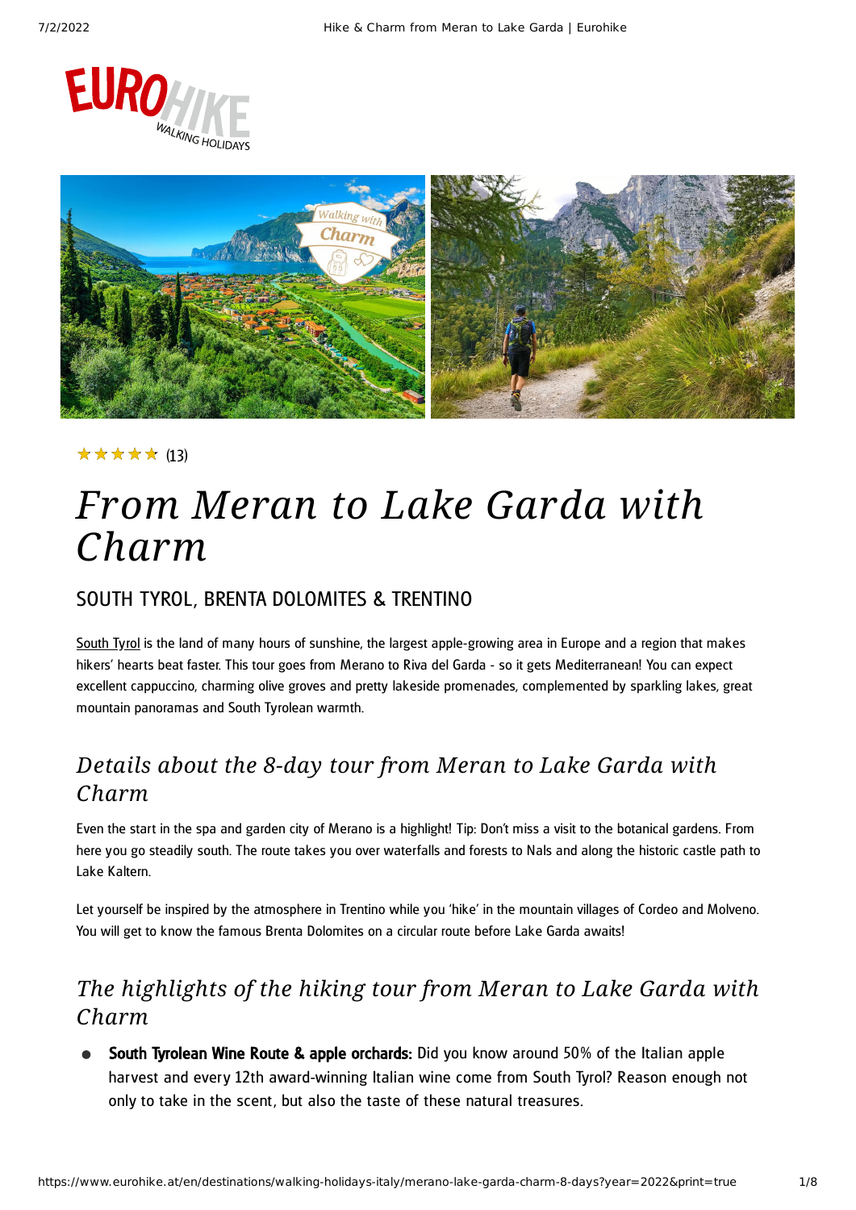★★★★★ (13)

# *From Meran to Lake Garda with Charm*

## SOUTH TYROL, BRENTA DOLOMITES & TRENTINO

South Tyrol is the land of many hours of sunshine, the largest apple-growing area in Europe and a region that makes hikers' hearts beat faster. This tour goes from Merano to Riva del Garda - so it gets Mediterranean! You can expect excellent cappuccino, charming olive groves and pretty lakeside promenades, complemented by sparkling lakes, great mountain panoramas and South Tyrolean warmth.

## *Details about the 8-day tour from Meran to Lake Garda with Charm*

Even the start in the spa and garden city of Merano is a highlight! Tip: Don't miss a visit to the botanical gardens. From here you go steadily south. The route takes you over waterfalls and forests to Nals and along the historic castle path to Lake Kaltern.

Let yourself be inspired by the atmosphere in Trentino while you 'hike' in the mountain villages of Cordeo and Molveno. You will get to know the famous Brenta Dolomites on a circular route before Lake Garda awaits!

## *The highlights of the hiking tour from Meran to Lake Garda with Charm*

- **South Tyrolean Wine Route & apple orchards:** Did you know around 50% of the Italian apple harvest and every 12th award-winning Italian wine come from South Tyrol? Reason enough not only to take in the scent, but also the taste of these natural treasures.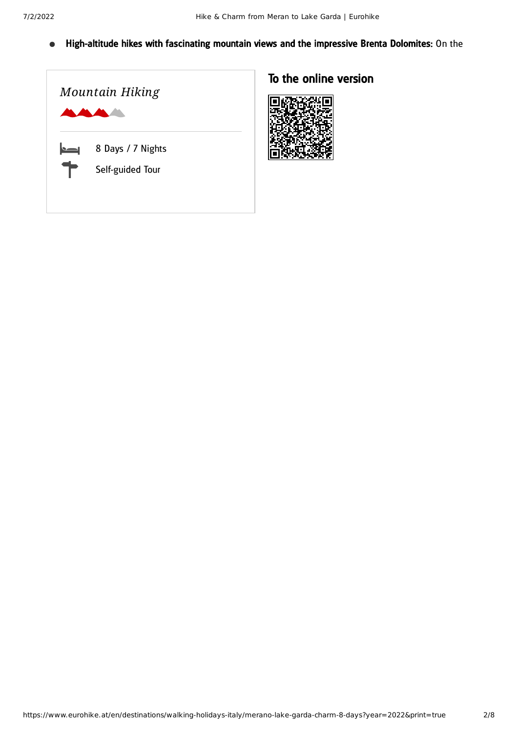- **High-altitude hikes with fascinating mountain views and the impressive Brenta Dolomites:** On the

*Mountain Hiking*

8 Days / 7 Nights

Self-guided Tour

## To the online version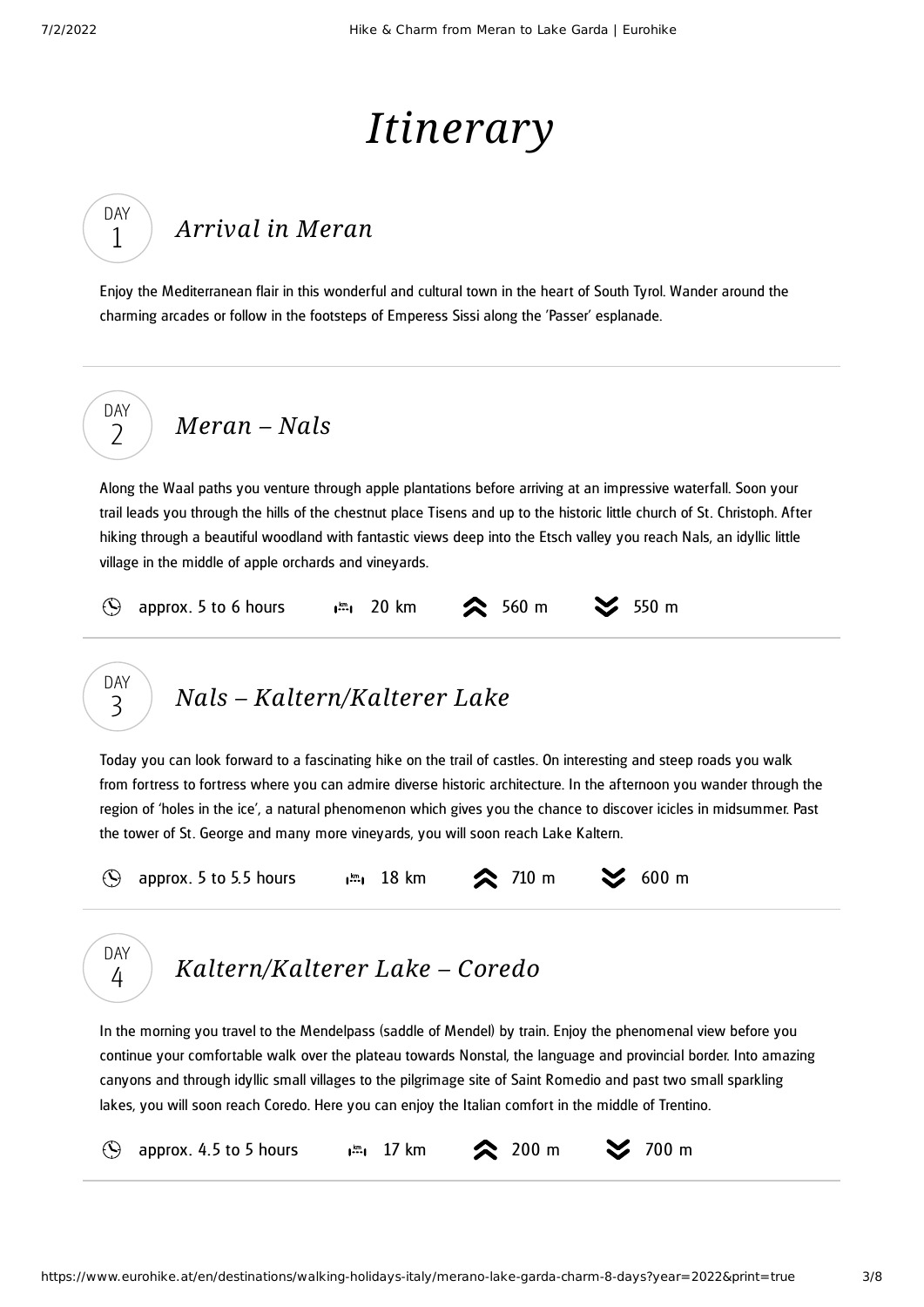# Itinerary

## DAY 1 — Arrival in Meran

Enjoy the Mediterranean flair in this wonderful and cultural town in the heart of South Tyrol. Wander around the charming arcades or follow in the footsteps of Empress Sissi along the 'Passer' esplanade.

## DAY 2 — Meran – Nals

Along the Waal paths you venture through apple plantations before arriving at an impressive waterfall. Soon your trail leads you through the hills of the chestnut place Tisens and up to the historic little church of St. Christoph. After hiking through a beautiful woodland with fantastic views deep into the Etsch valley you reach Nals, an idyllic little village in the middle of apple orchards and vineyards.

approx. 5 to 6 hours | 20 km | ascent 560 m | descent 550 m

## DAY 3 — Nals – Kaltern/Kalterer Lake

Today you can look forward to a fascinating hike on the trail of castles. On interesting and steep roads you walk from fortress to fortress where you can admire diverse historic architecture. In the afternoon you wander through the region of 'holes in the ice', a natural phenomenon which gives you the chance to discover icicles in midsummer. Past the tower of St. George and many more vineyards, you will soon reach Lake Kaltern.

approx. 5 to 5.5 hours | 18 km | ascent 710 m | descent 600 m

## DAY 4 — Kaltern/Kalterer Lake – Coredo

In the morning you travel to the Mendelpass (saddle of Mendel) by train. Enjoy the phenomenal view before you continue your comfortable walk over the plateau towards Nonstal, the language and provincial border. Into amazing canyons and through idyllic small villages to the pilgrimage site of Saint Romedio and past two small sparkling lakes, you will soon reach Coredo. Here you can enjoy the Italian comfort in the middle of Trentino.

approx. 4.5 to 5 hours | 17 km | ascent 200 m | descent 700 m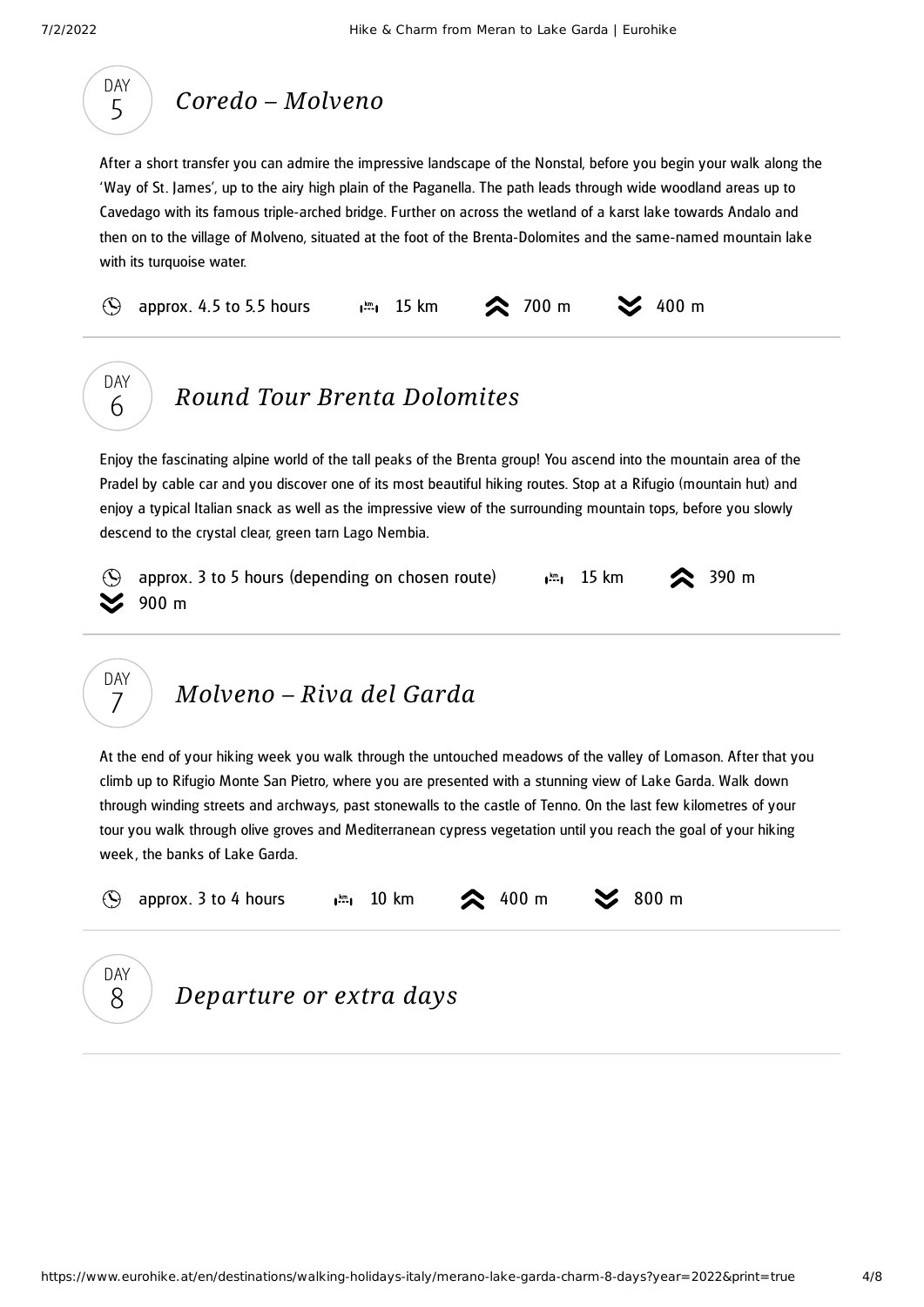## DAY 5 — *Coredo – Molveno*

After a short transfer you can admire the impressive landscape of the Nonstal, before you begin your walk along the 'Way of St. James', up to the airy high plain of the Paganella. The path leads through wide woodland areas up to Cavedago with its famous triple-arched bridge. Further on across the wetland of a karst lake towards Andalo and then on to the village of Molveno, situated at the foot of the Brenta-Dolomites and the same-named mountain lake with its turquoise water.

approx. 4.5 to 5.5 hours | 15 km | 700 m (ascent) | 400 m (descent)

## DAY 6 — *Round Tour Brenta Dolomites*

Enjoy the fascinating alpine world of the tall peaks of the Brenta group! You ascend into the mountain area of the Pradel by cable car and you discover one of its most beautiful hiking routes. Stop at a Rifugio (mountain hut) and enjoy a typical Italian snack as well as the impressive view of the surrounding mountain tops, before you slowly descend to the crystal clear, green tarn Lago Nembia.

approx. 3 to 5 hours (depending on chosen route) | 15 km | 390 m (ascent) | 900 m (descent)

## DAY 7 — *Molveno – Riva del Garda*

At the end of your hiking week you walk through the untouched meadows of the valley of Lomason. After that you climb up to Rifugio Monte San Pietro, where you are presented with a stunning view of Lake Garda. Walk down through winding streets and archways, past stonewalls to the castle of Tenno. On the last few kilometres of your tour you walk through olive groves and Mediterranean cypress vegetation until you reach the goal of your hiking week, the banks of Lake Garda.

approx. 3 to 4 hours | 10 km | 400 m (ascent) | 800 m (descent)

## DAY 8 — *Departure or extra days*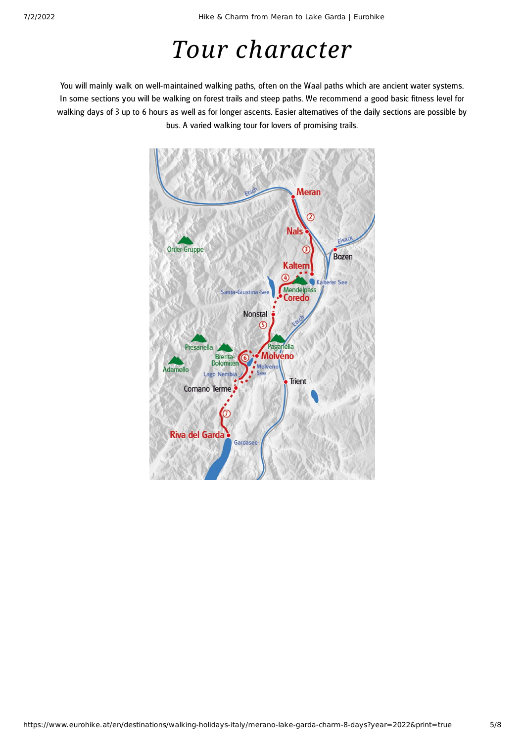# Tour character

You will mainly walk on well-maintained walking paths, often on the Waal paths which are ancient water systems. In some sections you will be walking on forest trails and steep paths. We recommend a good basic fitness level for walking days of 3 up to 6 hours as well as for longer ascents. Easier alternatives of the daily sections are possible by bus. A varied walking tour for lovers of promising trails.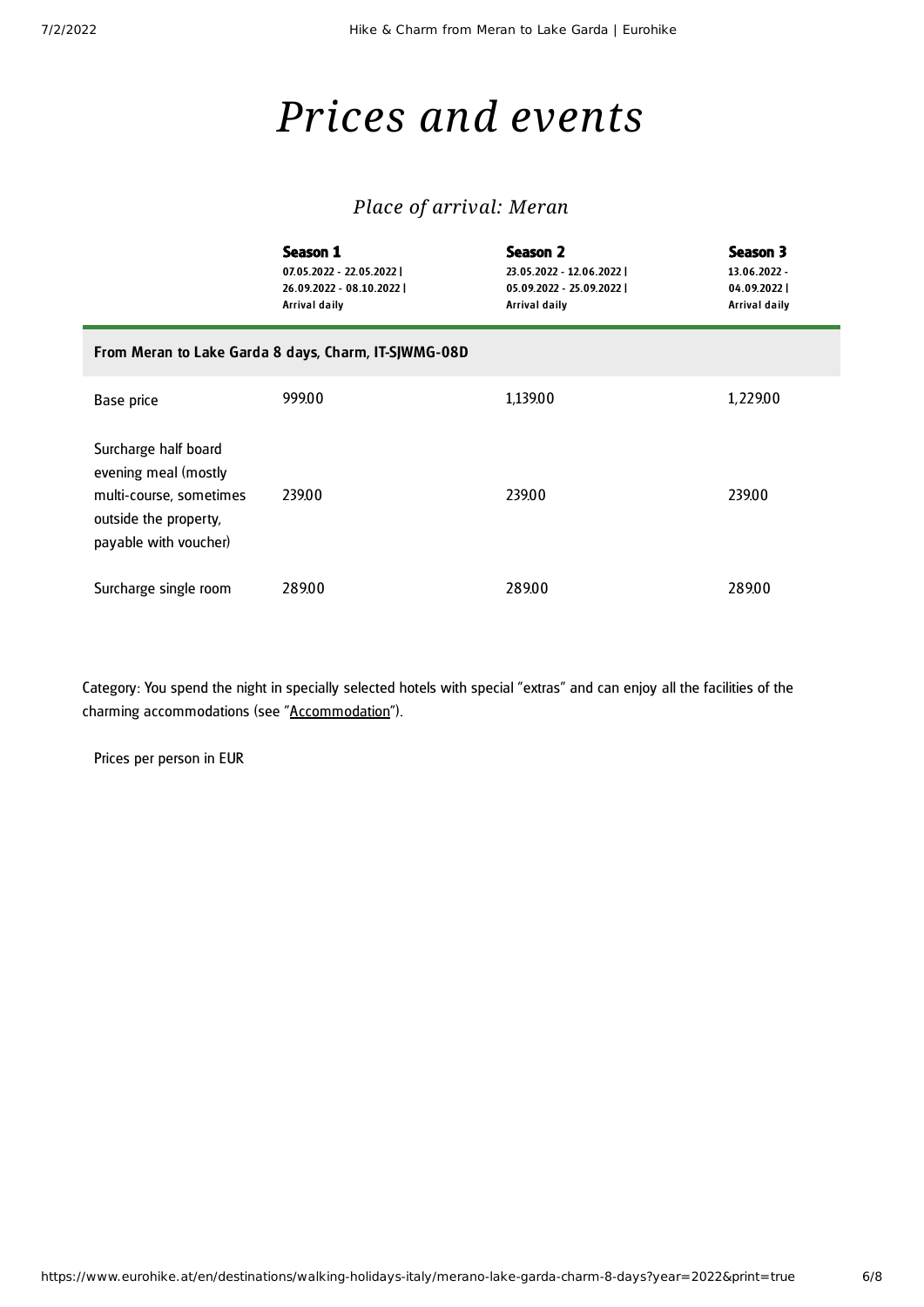# *Prices and events*

### *Place of arrival: Meran*

| | **Season 1**<br>07.05.2022 - 22.05.2022 \|<br>26.09.2022 - 08.10.2022 \|<br>Arrival daily | **Season 2**<br>23.05.2022 - 12.06.2022 \|<br>05.09.2022 - 25.09.2022 \|<br>Arrival daily | **Season 3**<br>13.06.2022 -<br>04.09.2022 \|<br>Arrival daily |
|---|---|---|---|
| **From Meran to Lake Garda 8 days, Charm, IT-SJWMG-08D** | | | |
| Base price | 999.00 | 1,139.00 | 1,229.00 |
| Surcharge half board evening meal (mostly multi-course, sometimes outside the property, payable with voucher) | 239.00 | 239.00 | 239.00 |
| Surcharge single room | 289.00 | 289.00 | 289.00 |

Category: You spend the night in specially selected hotels with special "extras" and can enjoy all the facilities of the charming accommodations (see "Accommodation").

Prices per person in EUR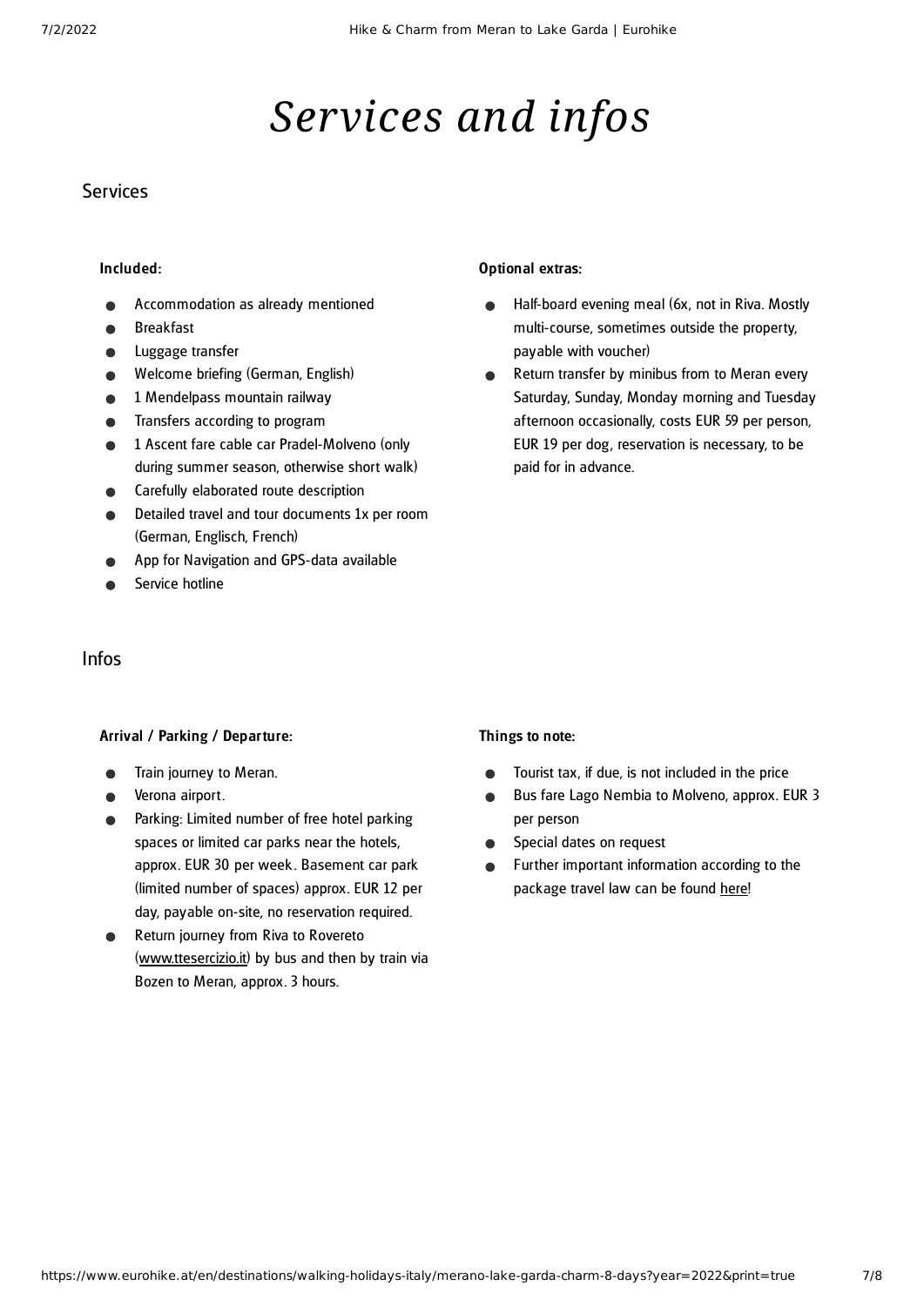# *Services and infos*

## Services

### Included:

- Accommodation as already mentioned
- Breakfast
- Luggage transfer
- Welcome briefing (German, English)
- 1 Mendelpass mountain railway
- Transfers according to program
- 1 Ascent fare cable car Pradel-Molveno (only during summer season, otherwise short walk)
- Carefully elaborated route description
- Detailed travel and tour documents 1x per room (German, Englisch, French)
- App for Navigation and GPS-data available
- Service hotline

### Optional extras:

- Half-board evening meal (6x, not in Riva. Mostly multi-course, sometimes outside the property, payable with voucher)
- Return transfer by minibus from to Meran every Saturday, Sunday, Monday morning and Tuesday afternoon occasionally, costs EUR 59 per person, EUR 19 per dog, reservation is necessary, to be paid for in advance.

## Infos

### Arrival / Parking / Departure:

- Train journey to Meran.
- Verona airport.
- Parking: Limited number of free hotel parking spaces or limited car parks near the hotels, approx. EUR 30 per week. Basement car park (limited number of spaces) approx. EUR 12 per day, payable on-site, no reservation required.
- Return journey from Riva to Rovereto (www.ttesercizio.it) by bus and then by train via Bozen to Meran, approx. 3 hours.

### Things to note:

- Tourist tax, if due, is not included in the price
- Bus fare Lago Nembia to Molveno, approx. EUR 3 per person
- Special dates on request
- Further important information according to the package travel law can be found here!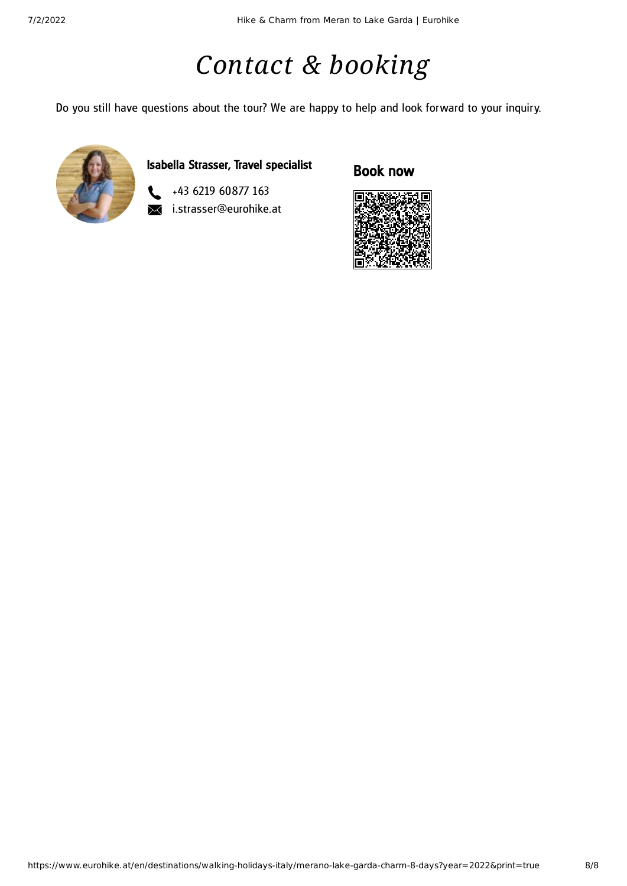# *Contact & booking*

Do you still have questions about the tour? We are happy to help and look forward to your inquiry.

**Isabella Strasser, Travel specialist**

+43 6219 60877 163

i.strasser@eurohike.at

**Book now**